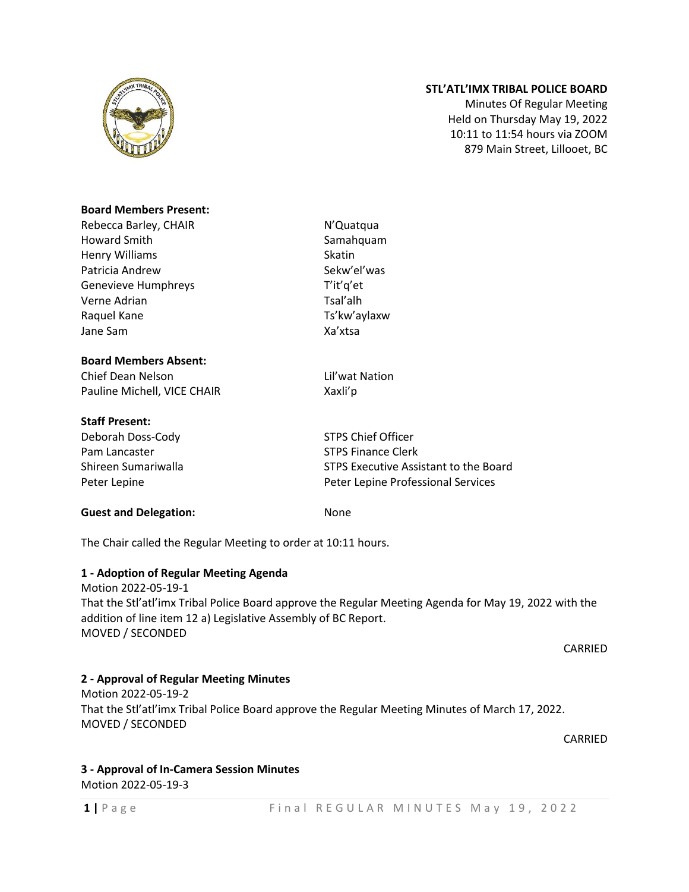**STL'ATL'IMX TRIBAL POLICE BOARD**
Minutes Of Regular Meeting
Held on Thursday May 19, 2022
10:11 to 11:54 hours via ZOOM
879 Main Street, Lillooet, BC

**Board Members Present:**

| | |
|---|---|
| Rebecca Barley, CHAIR | N'Quatqua |
| Howard Smith | Samahquam |
| Henry Williams | Skatin |
| Patricia Andrew | Sekw'el'was |
| Genevieve Humphreys | T'it'q'et |
| Verne Adrian | Tsal'alh |
| Raquel Kane | Ts'kw'aylaxw |
| Jane Sam | Xa'xtsa |

**Board Members Absent:**

| | |
|---|---|
| Chief Dean Nelson | Lil'wat Nation |
| Pauline Michell, VICE CHAIR | Xaxli'p |

**Staff Present:**

| | |
|---|---|
| Deborah Doss-Cody | STPS Chief Officer |
| Pam Lancaster | STPS Finance Clerk |
| Shireen Sumariwalla | STPS Executive Assistant to the Board |
| Peter Lepine | Peter Lepine Professional Services |

**Guest and Delegation:** None

The Chair called the Regular Meeting to order at 10:11 hours.

**1 - Adoption of Regular Meeting Agenda**

Motion 2022-05-19-1
That the Stl'atl'imx Tribal Police Board approve the Regular Meeting Agenda for May 19, 2022 with the addition of line item 12 a) Legislative Assembly of BC Report.
MOVED / SECONDED

CARRIED

**2 - Approval of Regular Meeting Minutes**

Motion 2022-05-19-2
That the Stl'atl'imx Tribal Police Board approve the Regular Meeting Minutes of March 17, 2022.
MOVED / SECONDED

CARRIED

**3 - Approval of In-Camera Session Minutes**

Motion 2022-05-19-3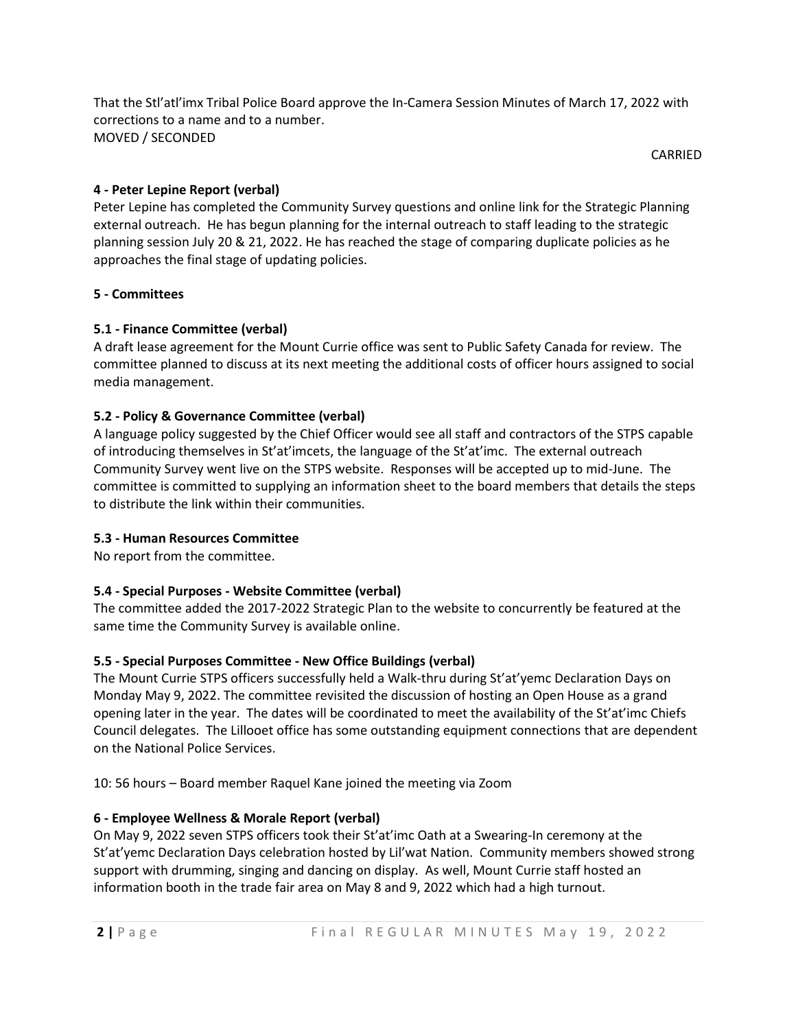That the Stl'atl'imx Tribal Police Board approve the In-Camera Session Minutes of March 17, 2022 with corrections to a name and to a number.
MOVED / SECONDED

CARRIED

**4 - Peter Lepine Report (verbal)**
Peter Lepine has completed the Community Survey questions and online link for the Strategic Planning external outreach. He has begun planning for the internal outreach to staff leading to the strategic planning session July 20 & 21, 2022. He has reached the stage of comparing duplicate policies as he approaches the final stage of updating policies.

**5 - Committees**

**5.1 - Finance Committee (verbal)**
A draft lease agreement for the Mount Currie office was sent to Public Safety Canada for review. The committee planned to discuss at its next meeting the additional costs of officer hours assigned to social media management.

**5.2 - Policy & Governance Committee (verbal)**
A language policy suggested by the Chief Officer would see all staff and contractors of the STPS capable of introducing themselves in St'at'imcets, the language of the St'at'imc. The external outreach Community Survey went live on the STPS website. Responses will be accepted up to mid-June. The committee is committed to supplying an information sheet to the board members that details the steps to distribute the link within their communities.

**5.3 - Human Resources Committee**
No report from the committee.

**5.4 - Special Purposes - Website Committee (verbal)**
The committee added the 2017-2022 Strategic Plan to the website to concurrently be featured at the same time the Community Survey is available online.

**5.5 - Special Purposes Committee - New Office Buildings (verbal)**
The Mount Currie STPS officers successfully held a Walk-thru during St'at'yemc Declaration Days on Monday May 9, 2022. The committee revisited the discussion of hosting an Open House as a grand opening later in the year. The dates will be coordinated to meet the availability of the St'at'imc Chiefs Council delegates. The Lillooet office has some outstanding equipment connections that are dependent on the National Police Services.

10: 56 hours – Board member Raquel Kane joined the meeting via Zoom

**6 - Employee Wellness & Morale Report (verbal)**
On May 9, 2022 seven STPS officers took their St'at'imc Oath at a Swearing-In ceremony at the St'at'yemc Declaration Days celebration hosted by Lil'wat Nation. Community members showed strong support with drumming, singing and dancing on display. As well, Mount Currie staff hosted an information booth in the trade fair area on May 8 and 9, 2022 which had a high turnout.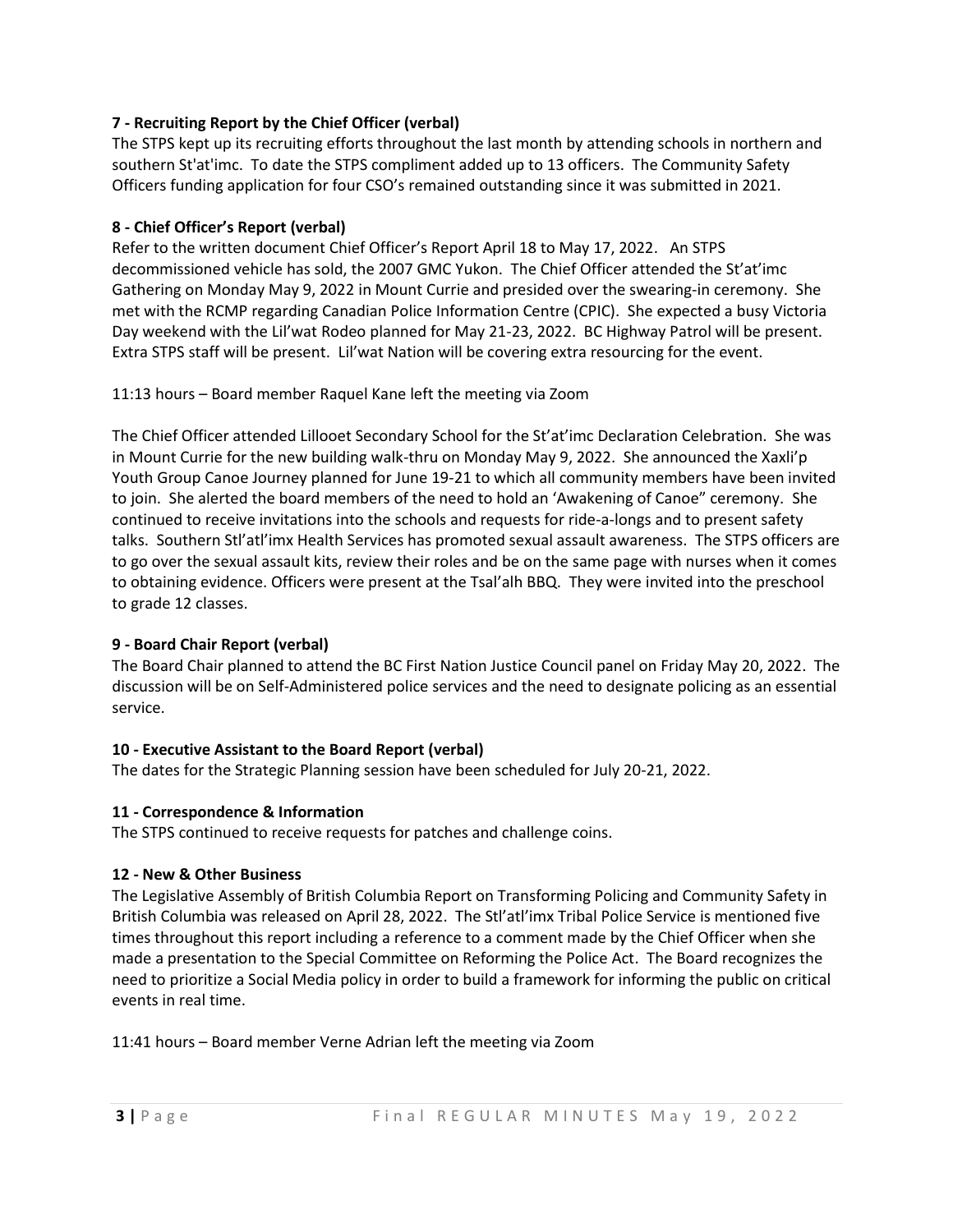### 7 - Recruiting Report by the Chief Officer (verbal)

The STPS kept up its recruiting efforts throughout the last month by attending schools in northern and southern St'at'imc. To date the STPS compliment added up to 13 officers. The Community Safety Officers funding application for four CSO's remained outstanding since it was submitted in 2021.

### 8 - Chief Officer's Report (verbal)

Refer to the written document Chief Officer's Report April 18 to May 17, 2022. An STPS decommissioned vehicle has sold, the 2007 GMC Yukon. The Chief Officer attended the St'at'imc Gathering on Monday May 9, 2022 in Mount Currie and presided over the swearing-in ceremony. She met with the RCMP regarding Canadian Police Information Centre (CPIC). She expected a busy Victoria Day weekend with the Lil'wat Rodeo planned for May 21-23, 2022. BC Highway Patrol will be present. Extra STPS staff will be present. Lil'wat Nation will be covering extra resourcing for the event.

11:13 hours – Board member Raquel Kane left the meeting via Zoom

The Chief Officer attended Lillooet Secondary School for the St'at'imc Declaration Celebration. She was in Mount Currie for the new building walk-thru on Monday May 9, 2022. She announced the Xaxli'p Youth Group Canoe Journey planned for June 19-21 to which all community members have been invited to join. She alerted the board members of the need to hold an 'Awakening of Canoe" ceremony. She continued to receive invitations into the schools and requests for ride-a-longs and to present safety talks. Southern Stl'atl'imx Health Services has promoted sexual assault awareness. The STPS officers are to go over the sexual assault kits, review their roles and be on the same page with nurses when it comes to obtaining evidence. Officers were present at the Tsal'alh BBQ. They were invited into the preschool to grade 12 classes.

### 9 - Board Chair Report (verbal)

The Board Chair planned to attend the BC First Nation Justice Council panel on Friday May 20, 2022. The discussion will be on Self-Administered police services and the need to designate policing as an essential service.

### 10 - Executive Assistant to the Board Report (verbal)

The dates for the Strategic Planning session have been scheduled for July 20-21, 2022.

### 11 - Correspondence & Information

The STPS continued to receive requests for patches and challenge coins.

### 12 - New & Other Business

The Legislative Assembly of British Columbia Report on Transforming Policing and Community Safety in British Columbia was released on April 28, 2022. The Stl'atl'imx Tribal Police Service is mentioned five times throughout this report including a reference to a comment made by the Chief Officer when she made a presentation to the Special Committee on Reforming the Police Act. The Board recognizes the need to prioritize a Social Media policy in order to build a framework for informing the public on critical events in real time.

11:41 hours – Board member Verne Adrian left the meeting via Zoom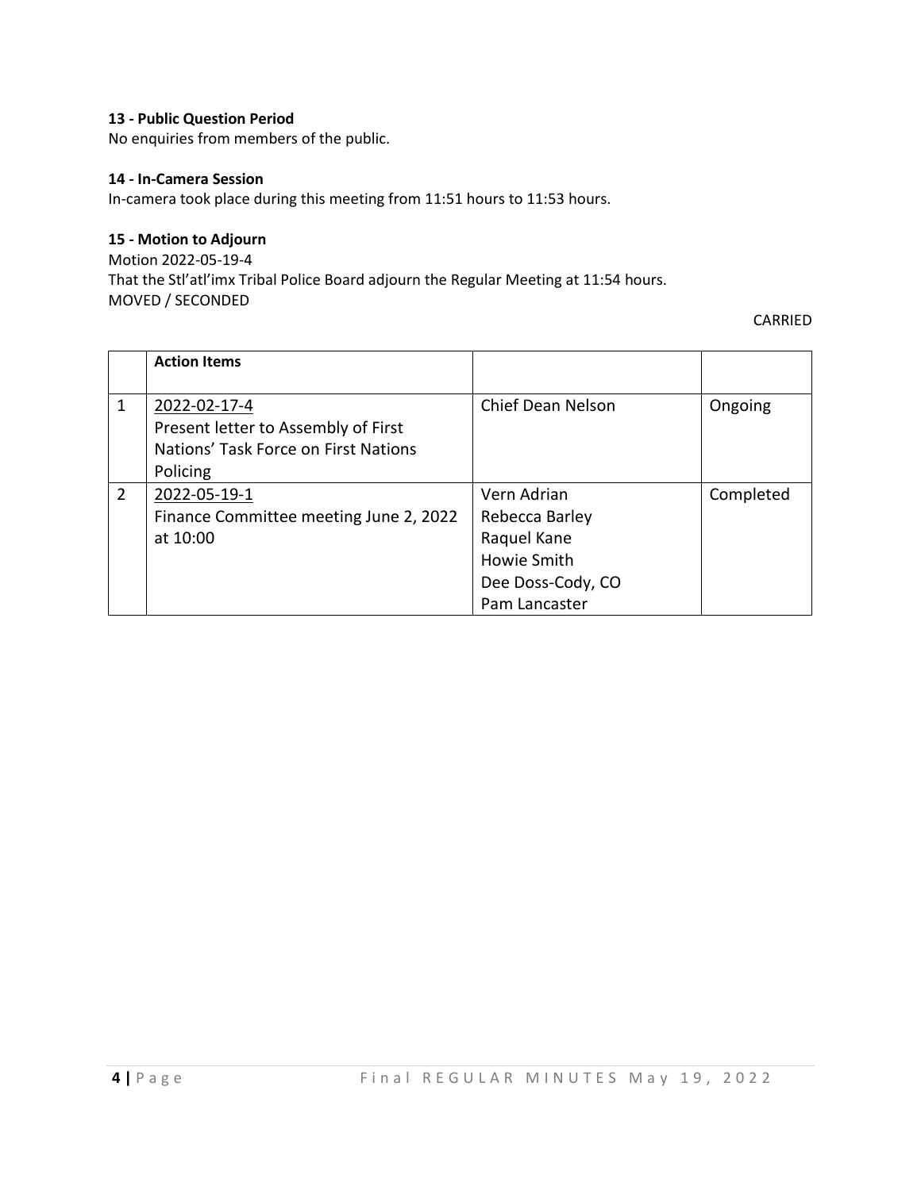**13 - Public Question Period**

No enquiries from members of the public.

**14 - In-Camera Session**

In-camera took place during this meeting from 11:51 hours to 11:53 hours.

**15 - Motion to Adjourn**

Motion 2022-05-19-4

That the Stl'atl'imx Tribal Police Board adjourn the Regular Meeting at 11:54 hours.

MOVED / SECONDED

CARRIED

| | **Action Items** | | |
|---|---|---|---|
| 1 | 2022-02-17-4<br>Present letter to Assembly of First Nations' Task Force on First Nations Policing | Chief Dean Nelson | Ongoing |
| 2 | 2022-05-19-1<br>Finance Committee meeting June 2, 2022 at 10:00 | Vern Adrian<br>Rebecca Barley<br>Raquel Kane<br>Howie Smith<br>Dee Doss-Cody, CO<br>Pam Lancaster | Completed |